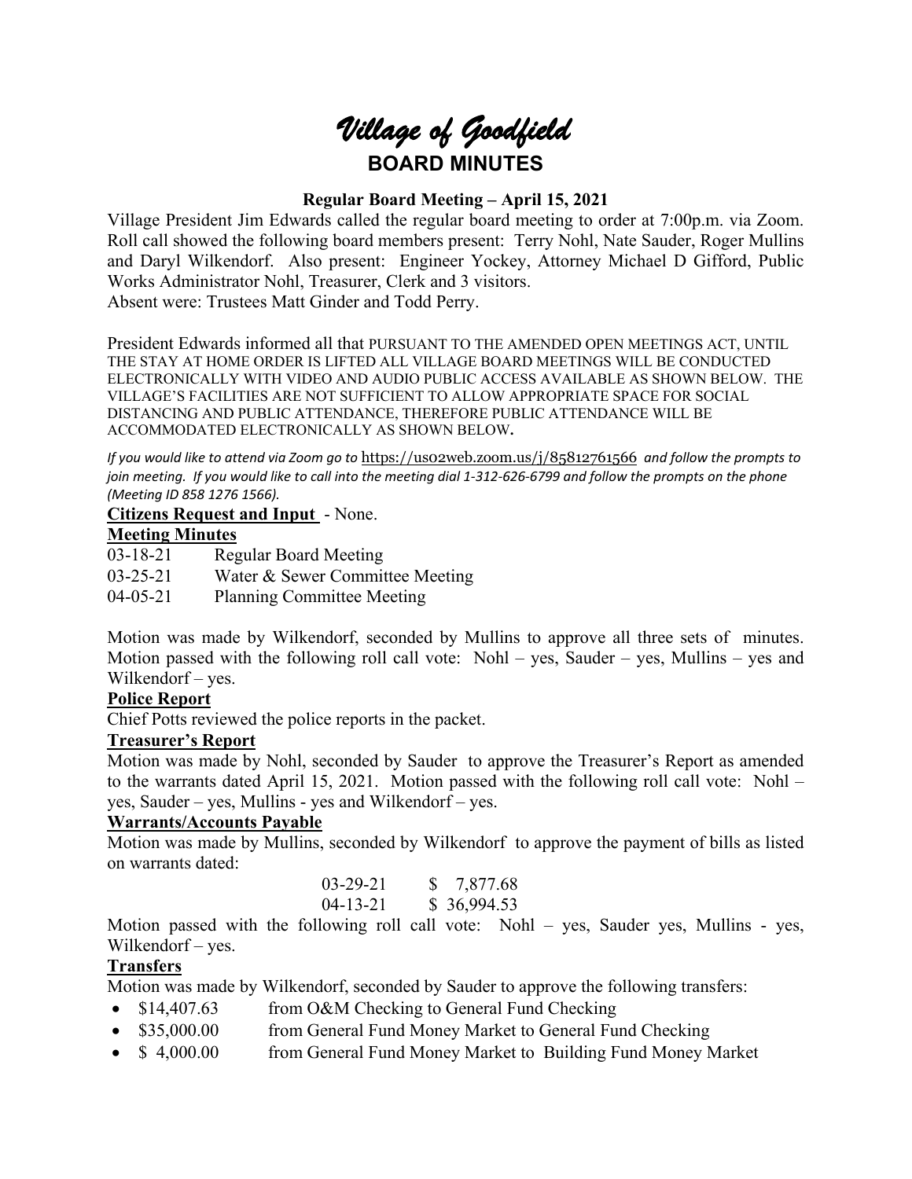# *Village of Goodfield*

## BOARD MINUTES

### Regular Board Meeting – April 15, 2021

Village President Jim Edwards called the regular board meeting to order at 7:00p.m. via Zoom. Roll call showed the following board members present: Terry Nohl, Nate Sauder, Roger Mullins and Daryl Wilkendorf. Also present: Engineer Yockey, Attorney Michael D Gifford, Public Works Administrator Nohl, Treasurer, Clerk and 3 visitors.
Absent were: Trustees Matt Ginder and Todd Perry.

President Edwards informed all that PURSUANT TO THE AMENDED OPEN MEETINGS ACT, UNTIL THE STAY AT HOME ORDER IS LIFTED ALL VILLAGE BOARD MEETINGS WILL BE CONDUCTED ELECTRONICALLY WITH VIDEO AND AUDIO PUBLIC ACCESS AVAILABLE AS SHOWN BELOW. THE VILLAGE'S FACILITIES ARE NOT SUFFICIENT TO ALLOW APPROPRIATE SPACE FOR SOCIAL DISTANCING AND PUBLIC ATTENDANCE, THEREFORE PUBLIC ATTENDANCE WILL BE ACCOMMODATED ELECTRONICALLY AS SHOWN BELOW.

*If you would like to attend via Zoom go to* https://us02web.zoom.us/j/85812761566 *and follow the prompts to join meeting. If you would like to call into the meeting dial 1-312-626-6799 and follow the prompts on the phone (Meeting ID 858 1276 1566).*

**Citizens Request and Input** - None.

**Meeting Minutes**

| | |
|---|---|
| 03-18-21 | Regular Board Meeting |
| 03-25-21 | Water & Sewer Committee Meeting |
| 04-05-21 | Planning Committee Meeting |

Motion was made by Wilkendorf, seconded by Mullins to approve all three sets of minutes. Motion passed with the following roll call vote: Nohl – yes, Sauder – yes, Mullins – yes and Wilkendorf – yes.

**Police Report**

Chief Potts reviewed the police reports in the packet.

**Treasurer's Report**

Motion was made by Nohl, seconded by Sauder to approve the Treasurer's Report as amended to the warrants dated April 15, 2021. Motion passed with the following roll call vote: Nohl – yes, Sauder – yes, Mullins - yes and Wilkendorf – yes.

**Warrants/Accounts Payable**

Motion was made by Mullins, seconded by Wilkendorf to approve the payment of bills as listed on warrants dated:

| | |
|---|---|
| 03-29-21 | $ 7,877.68 |
| 04-13-21 | $ 36,994.53 |

Motion passed with the following roll call vote: Nohl – yes, Sauder yes, Mullins - yes, Wilkendorf – yes.

**Transfers**

Motion was made by Wilkendorf, seconded by Sauder to approve the following transfers:

- $14,407.63 from O&M Checking to General Fund Checking
- $35,000.00 from General Fund Money Market to General Fund Checking
- $ 4,000.00 from General Fund Money Market to Building Fund Money Market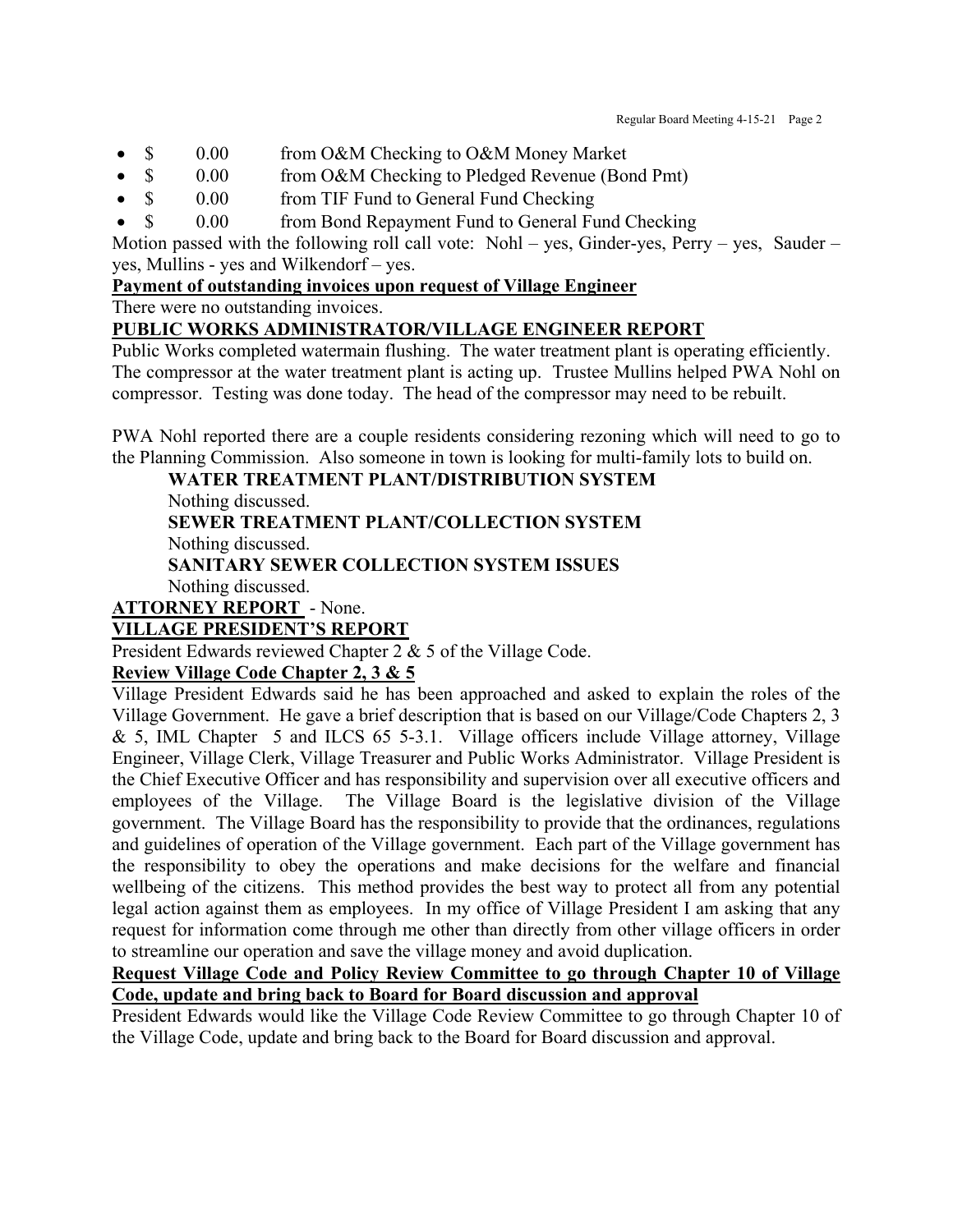- $ 0.00 from O&M Checking to O&M Money Market
- $ 0.00 from O&M Checking to Pledged Revenue (Bond Pmt)
- $ 0.00 from TIF Fund to General Fund Checking
- $ 0.00 from Bond Repayment Fund to General Fund Checking

Motion passed with the following roll call vote: Nohl – yes, Ginder-yes, Perry – yes, Sauder – yes, Mullins - yes and Wilkendorf – yes.

**Payment of outstanding invoices upon request of Village Engineer**

There were no outstanding invoices.

**PUBLIC WORKS ADMINISTRATOR/VILLAGE ENGINEER REPORT**

Public Works completed watermain flushing. The water treatment plant is operating efficiently. The compressor at the water treatment plant is acting up. Trustee Mullins helped PWA Nohl on compressor. Testing was done today. The head of the compressor may need to be rebuilt.

PWA Nohl reported there are a couple residents considering rezoning which will need to go to the Planning Commission. Also someone in town is looking for multi-family lots to build on.

**WATER TREATMENT PLANT/DISTRIBUTION SYSTEM**

Nothing discussed.

**SEWER TREATMENT PLANT/COLLECTION SYSTEM**

Nothing discussed.

**SANITARY SEWER COLLECTION SYSTEM ISSUES**

Nothing discussed.

**ATTORNEY REPORT** - None.

**VILLAGE PRESIDENT'S REPORT**

President Edwards reviewed Chapter 2 & 5 of the Village Code.

**Review Village Code Chapter 2, 3 & 5**

Village President Edwards said he has been approached and asked to explain the roles of the Village Government. He gave a brief description that is based on our Village/Code Chapters 2, 3 & 5, IML Chapter 5 and ILCS 65 5-3.1. Village officers include Village attorney, Village Engineer, Village Clerk, Village Treasurer and Public Works Administrator. Village President is the Chief Executive Officer and has responsibility and supervision over all executive officers and employees of the Village. The Village Board is the legislative division of the Village government. The Village Board has the responsibility to provide that the ordinances, regulations and guidelines of operation of the Village government. Each part of the Village government has the responsibility to obey the operations and make decisions for the welfare and financial wellbeing of the citizens. This method provides the best way to protect all from any potential legal action against them as employees. In my office of Village President I am asking that any request for information come through me other than directly from other village officers in order to streamline our operation and save the village money and avoid duplication.

**Request Village Code and Policy Review Committee to go through Chapter 10 of Village Code, update and bring back to Board for Board discussion and approval**

President Edwards would like the Village Code Review Committee to go through Chapter 10 of the Village Code, update and bring back to the Board for Board discussion and approval.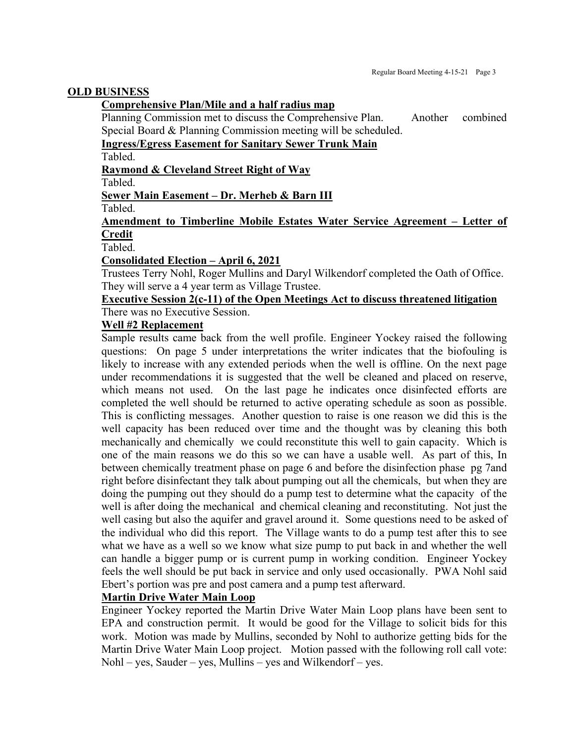## OLD BUSINESS

**Comprehensive Plan/Mile and a half radius map**

Planning Commission met to discuss the Comprehensive Plan. Another combined Special Board & Planning Commission meeting will be scheduled.

**Ingress/Egress Easement for Sanitary Sewer Trunk Main**

Tabled.

**Raymond & Cleveland Street Right of Way**

Tabled.

**Sewer Main Easement – Dr. Merheb & Barn III**

Tabled.

**Amendment to Timberline Mobile Estates Water Service Agreement – Letter of Credit**

Tabled.

**Consolidated Election – April 6, 2021**

Trustees Terry Nohl, Roger Mullins and Daryl Wilkendorf completed the Oath of Office. They will serve a 4 year term as Village Trustee.

**Executive Session 2(c-11) of the Open Meetings Act to discuss threatened litigation**

There was no Executive Session.

**Well #2 Replacement**

Sample results came back from the well profile. Engineer Yockey raised the following questions: On page 5 under interpretations the writer indicates that the biofouling is likely to increase with any extended periods when the well is offline. On the next page under recommendations it is suggested that the well be cleaned and placed on reserve, which means not used. On the last page he indicates once disinfected efforts are completed the well should be returned to active operating schedule as soon as possible. This is conflicting messages. Another question to raise is one reason we did this is the well capacity has been reduced over time and the thought was by cleaning this both mechanically and chemically we could reconstitute this well to gain capacity. Which is one of the main reasons we do this so we can have a usable well. As part of this, In between chemically treatment phase on page 6 and before the disinfection phase pg 7and right before disinfectant they talk about pumping out all the chemicals, but when they are doing the pumping out they should do a pump test to determine what the capacity of the well is after doing the mechanical and chemical cleaning and reconstituting. Not just the well casing but also the aquifer and gravel around it. Some questions need to be asked of the individual who did this report. The Village wants to do a pump test after this to see what we have as a well so we know what size pump to put back in and whether the well can handle a bigger pump or is current pump in working condition. Engineer Yockey feels the well should be put back in service and only used occasionally. PWA Nohl said Ebert's portion was pre and post camera and a pump test afterward.

**Martin Drive Water Main Loop**

Engineer Yockey reported the Martin Drive Water Main Loop plans have been sent to EPA and construction permit. It would be good for the Village to solicit bids for this work. Motion was made by Mullins, seconded by Nohl to authorize getting bids for the Martin Drive Water Main Loop project. Motion passed with the following roll call vote: Nohl – yes, Sauder – yes, Mullins – yes and Wilkendorf – yes.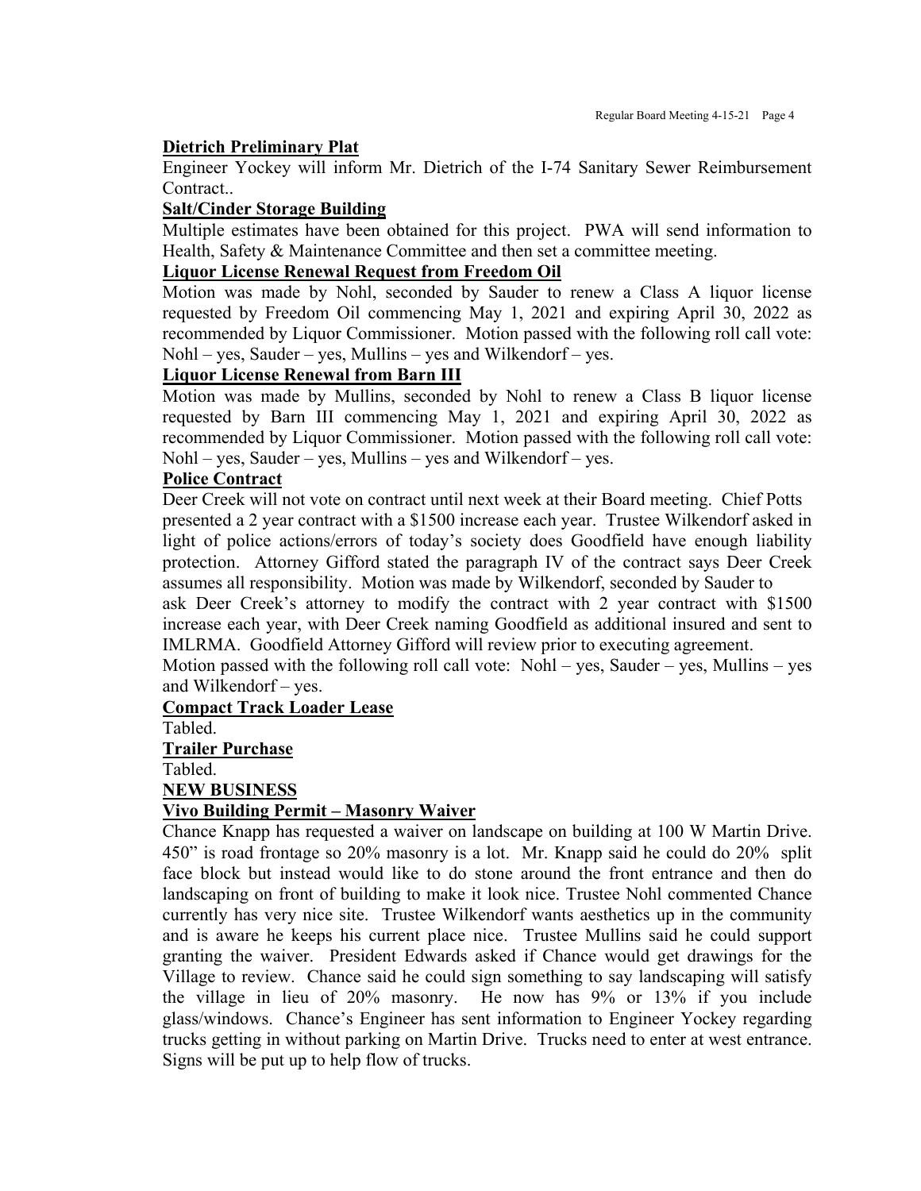**Dietrich Preliminary Plat**

Engineer Yockey will inform Mr. Dietrich of the I-74 Sanitary Sewer Reimbursement Contract..

**Salt/Cinder Storage Building**

Multiple estimates have been obtained for this project. PWA will send information to Health, Safety & Maintenance Committee and then set a committee meeting.

**Liquor License Renewal Request from Freedom Oil**

Motion was made by Nohl, seconded by Sauder to renew a Class A liquor license requested by Freedom Oil commencing May 1, 2021 and expiring April 30, 2022 as recommended by Liquor Commissioner. Motion passed with the following roll call vote: Nohl – yes, Sauder – yes, Mullins – yes and Wilkendorf – yes.

**Liquor License Renewal from Barn III**

Motion was made by Mullins, seconded by Nohl to renew a Class B liquor license requested by Barn III commencing May 1, 2021 and expiring April 30, 2022 as recommended by Liquor Commissioner. Motion passed with the following roll call vote: Nohl – yes, Sauder – yes, Mullins – yes and Wilkendorf – yes.

**Police Contract**

Deer Creek will not vote on contract until next week at their Board meeting. Chief Potts presented a 2 year contract with a $1500 increase each year. Trustee Wilkendorf asked in light of police actions/errors of today's society does Goodfield have enough liability protection. Attorney Gifford stated the paragraph IV of the contract says Deer Creek assumes all responsibility. Motion was made by Wilkendorf, seconded by Sauder to ask Deer Creek's attorney to modify the contract with 2 year contract with $1500 increase each year, with Deer Creek naming Goodfield as additional insured and sent to IMLRMA. Goodfield Attorney Gifford will review prior to executing agreement.

Motion passed with the following roll call vote: Nohl – yes, Sauder – yes, Mullins – yes and Wilkendorf – yes.

**Compact Track Loader Lease**

Tabled.

**Trailer Purchase**

Tabled.

**NEW BUSINESS**

**Vivo Building Permit – Masonry Waiver**

Chance Knapp has requested a waiver on landscape on building at 100 W Martin Drive. 450" is road frontage so 20% masonry is a lot. Mr. Knapp said he could do 20% split face block but instead would like to do stone around the front entrance and then do landscaping on front of building to make it look nice. Trustee Nohl commented Chance currently has very nice site. Trustee Wilkendorf wants aesthetics up in the community and is aware he keeps his current place nice. Trustee Mullins said he could support granting the waiver. President Edwards asked if Chance would get drawings for the Village to review. Chance said he could sign something to say landscaping will satisfy the village in lieu of 20% masonry. He now has 9% or 13% if you include glass/windows. Chance's Engineer has sent information to Engineer Yockey regarding trucks getting in without parking on Martin Drive. Trucks need to enter at west entrance. Signs will be put up to help flow of trucks.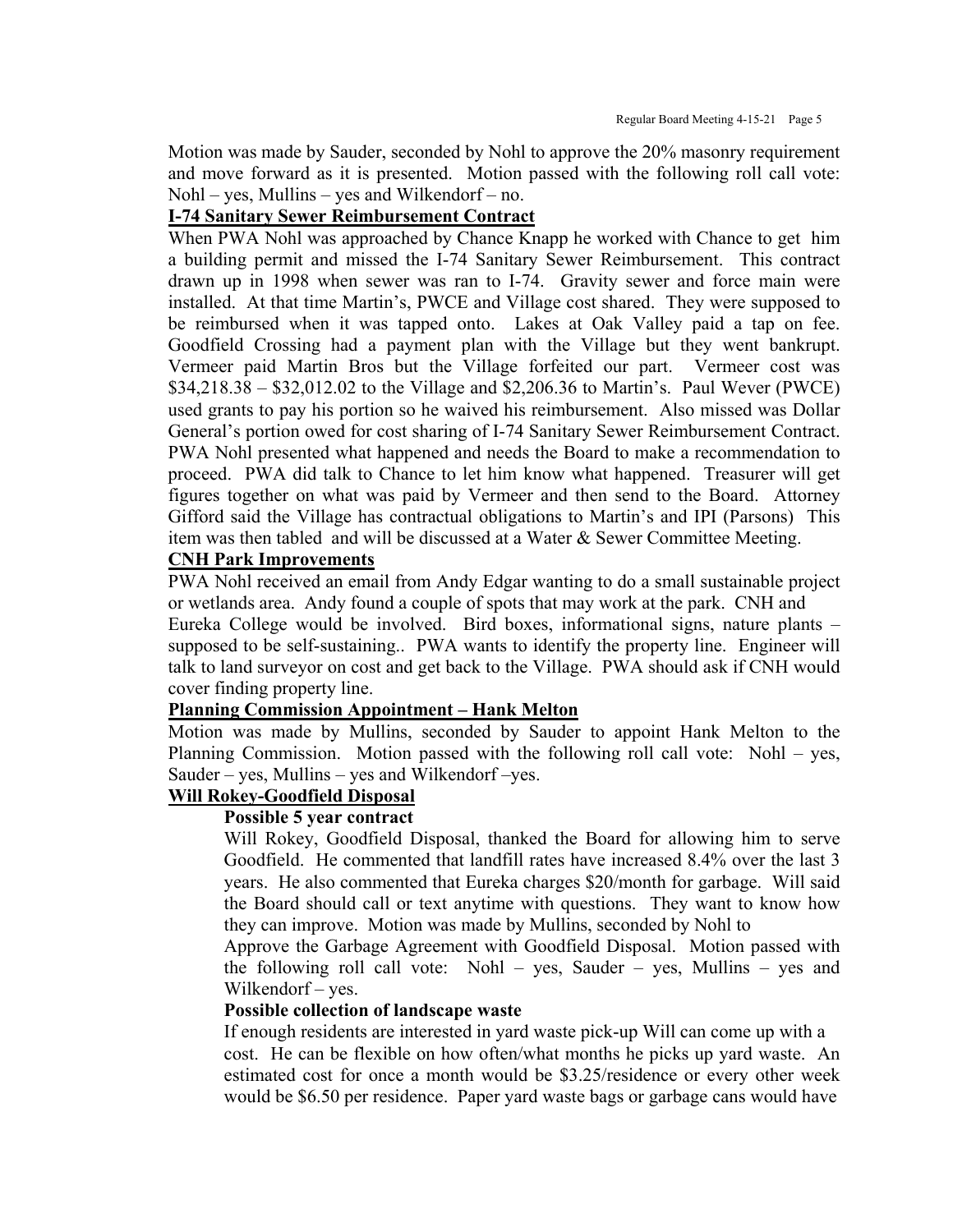Motion was made by Sauder, seconded by Nohl to approve the 20% masonry requirement and move forward as it is presented. Motion passed with the following roll call vote: Nohl – yes, Mullins – yes and Wilkendorf – no.

**I-74 Sanitary Sewer Reimbursement Contract**

When PWA Nohl was approached by Chance Knapp he worked with Chance to get him a building permit and missed the I-74 Sanitary Sewer Reimbursement. This contract drawn up in 1998 when sewer was ran to I-74. Gravity sewer and force main were installed. At that time Martin's, PWCE and Village cost shared. They were supposed to be reimbursed when it was tapped onto. Lakes at Oak Valley paid a tap on fee. Goodfield Crossing had a payment plan with the Village but they went bankrupt. Vermeer paid Martin Bros but the Village forfeited our part. Vermeer cost was $34,218.38 – $32,012.02 to the Village and $2,206.36 to Martin's. Paul Wever (PWCE) used grants to pay his portion so he waived his reimbursement. Also missed was Dollar General's portion owed for cost sharing of I-74 Sanitary Sewer Reimbursement Contract. PWA Nohl presented what happened and needs the Board to make a recommendation to proceed. PWA did talk to Chance to let him know what happened. Treasurer will get figures together on what was paid by Vermeer and then send to the Board. Attorney Gifford said the Village has contractual obligations to Martin's and IPI (Parsons) This item was then tabled and will be discussed at a Water & Sewer Committee Meeting.

**CNH Park Improvements**

PWA Nohl received an email from Andy Edgar wanting to do a small sustainable project or wetlands area. Andy found a couple of spots that may work at the park. CNH and Eureka College would be involved. Bird boxes, informational signs, nature plants – supposed to be self-sustaining.. PWA wants to identify the property line. Engineer will talk to land surveyor on cost and get back to the Village. PWA should ask if CNH would cover finding property line.

**Planning Commission Appointment – Hank Melton**

Motion was made by Mullins, seconded by Sauder to appoint Hank Melton to the Planning Commission. Motion passed with the following roll call vote: Nohl – yes, Sauder – yes, Mullins – yes and Wilkendorf –yes.

**Will Rokey-Goodfield Disposal**

**Possible 5 year contract**

Will Rokey, Goodfield Disposal, thanked the Board for allowing him to serve Goodfield. He commented that landfill rates have increased 8.4% over the last 3 years. He also commented that Eureka charges $20/month for garbage. Will said the Board should call or text anytime with questions. They want to know how they can improve. Motion was made by Mullins, seconded by Nohl to Approve the Garbage Agreement with Goodfield Disposal. Motion passed with the following roll call vote: Nohl – yes, Sauder – yes, Mullins – yes and Wilkendorf – yes.

**Possible collection of landscape waste**

If enough residents are interested in yard waste pick-up Will can come up with a cost. He can be flexible on how often/what months he picks up yard waste. An estimated cost for once a month would be $3.25/residence or every other week would be $6.50 per residence. Paper yard waste bags or garbage cans would have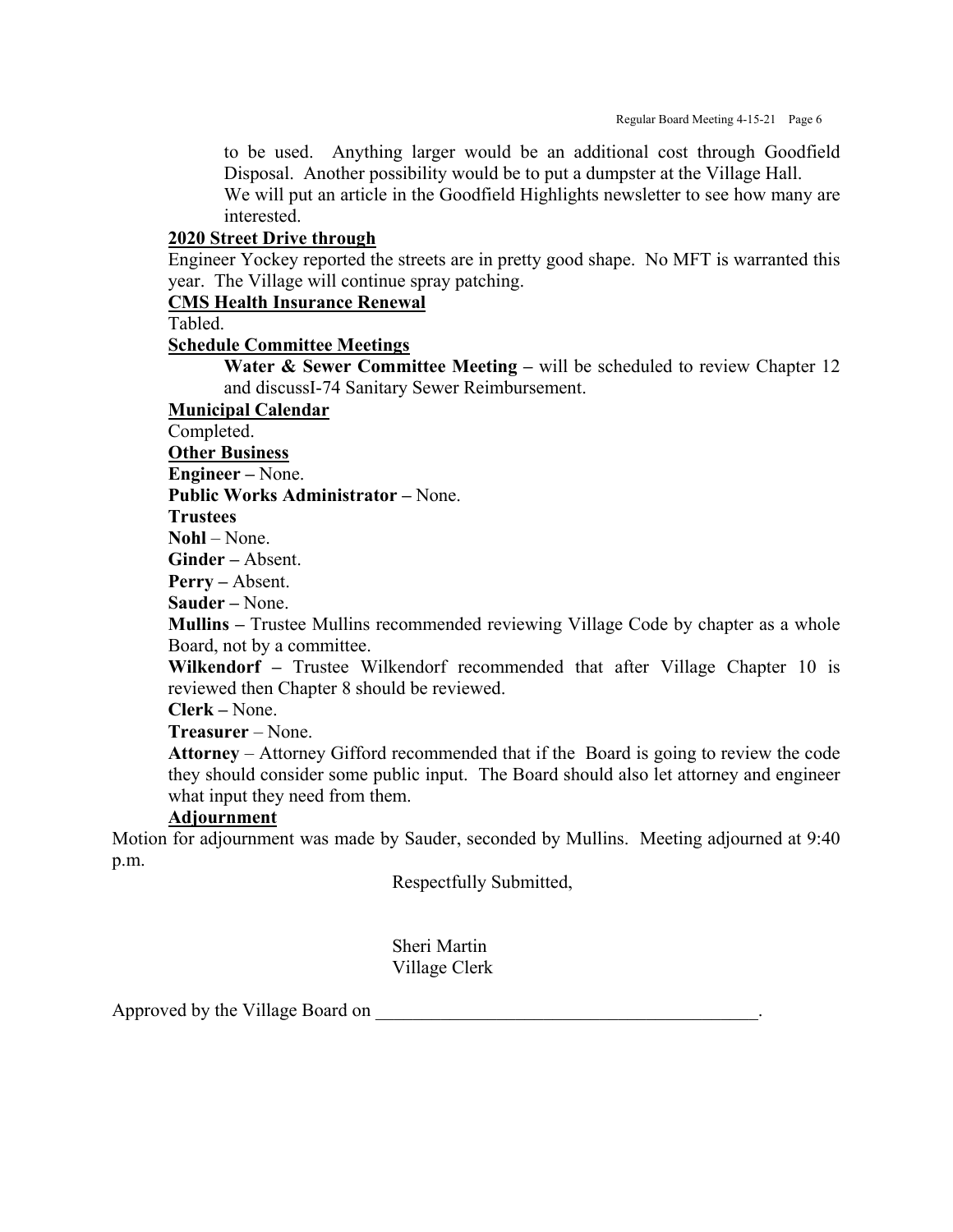to be used. Anything larger would be an additional cost through Goodfield Disposal. Another possibility would be to put a dumpster at the Village Hall.
We will put an article in the Goodfield Highlights newsletter to see how many are interested.

**2020 Street Drive through**

Engineer Yockey reported the streets are in pretty good shape. No MFT is warranted this year. The Village will continue spray patching.

**CMS Health Insurance Renewal**

Tabled.

**Schedule Committee Meetings**

**Water & Sewer Committee Meeting –** will be scheduled to review Chapter 12 and discussI-74 Sanitary Sewer Reimbursement.

**Municipal Calendar**

Completed.

**Other Business**

**Engineer –** None.

**Public Works Administrator –** None.

**Trustees**

**Nohl** – None.

**Ginder –** Absent.

**Perry –** Absent.

**Sauder –** None.

**Mullins –** Trustee Mullins recommended reviewing Village Code by chapter as a whole Board, not by a committee.

**Wilkendorf –** Trustee Wilkendorf recommended that after Village Chapter 10 is reviewed then Chapter 8 should be reviewed.

**Clerk –** None.

**Treasurer** – None.

**Attorney** – Attorney Gifford recommended that if the Board is going to review the code they should consider some public input. The Board should also let attorney and engineer what input they need from them.

**Adjournment**

Motion for adjournment was made by Sauder, seconded by Mullins. Meeting adjourned at 9:40 p.m.

Respectfully Submitted,

Sheri Martin
Village Clerk

Approved by the Village Board on \_\_\_\_\_\_\_\_\_\_\_\_\_\_\_\_\_\_\_\_\_\_\_\_\_\_\_\_\_\_\_\_\_\_\_\_\_\_\_\_.